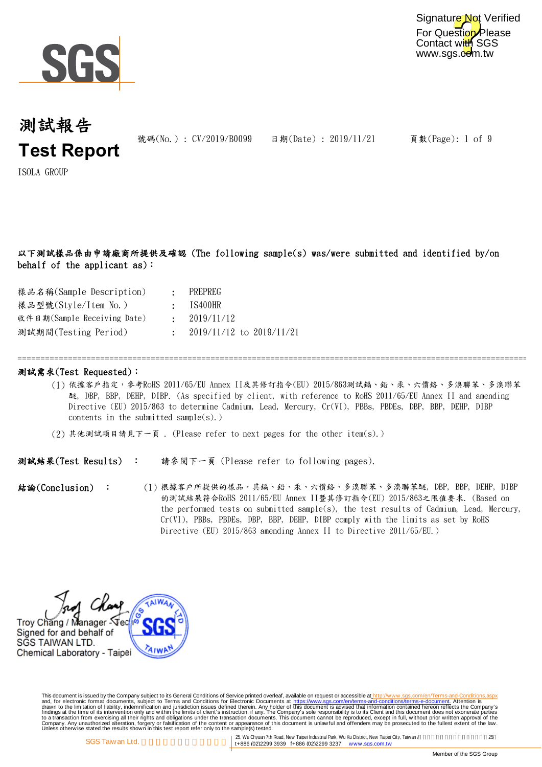# 測試報告
# Test Report

號碼(No.) : CV/2019/B0099　　日期(Date) : 2019/11/21

ISOLA GROUP

**以下測試樣品係由申請廠商所提供及確認 (The following sample(s) was/were submitted and identified by/on behalf of the applicant as)：**

| | | |
|---|---|---|
| 樣品名稱(Sample Description) | : | PREPREG |
| 樣品型號(Style/Item No.) | : | IS400HR |
| 收件日期(Sample Receiving Date) | : | 2019/11/12 |
| 測試期間(Testing Period) | : | 2019/11/12 to 2019/11/21 |

================================================================================

**測試需求(Test Requested)：**

(1) 依據客戶指定，參考RoHS 2011/65/EU Annex II及其修訂指令(EU) 2015/863測試鎘、鉛、汞、六價鉻、多溴聯苯、多溴聯苯醚, DBP, BBP, DEHP, DIBP. (As specified by client, with reference to RoHS 2011/65/EU Annex II and amending Directive (EU) 2015/863 to determine Cadmium, Lead, Mercury, Cr(VI), PBBs, PBDEs, DBP, BBP, DEHP, DIBP contents in the submitted sample(s).)

(2) 其他測試項目請見下一頁 . (Please refer to next pages for the other item(s).)

**測試結果(Test Results)** ：　請參閱下一頁 (Please refer to following pages).

**結論(Conclusion)** ：

(1) 根據客戶所提供的樣品，其鎘、鉛、汞、六價鉻、多溴聯苯、多溴聯苯醚, DBP, BBP, DEHP, DIBP 的測試結果符合RoHS 2011/65/EU Annex II暨其修訂指令(EU) 2015/863之限值要求. (Based on the performed tests on submitted sample(s), the test results of Cadmium, Lead, Mercury, Cr(VI), PBBs, PBDEs, DBP, BBP, DEHP, DIBP comply with the limits as set by RoHS Directive (EU) 2015/863 amending Annex II to Directive 2011/65/EU.)

Troy Chang / Manager - Technical
Signed for and behalf of
SGS TAIWAN LTD.
Chemical Laboratory - Taipei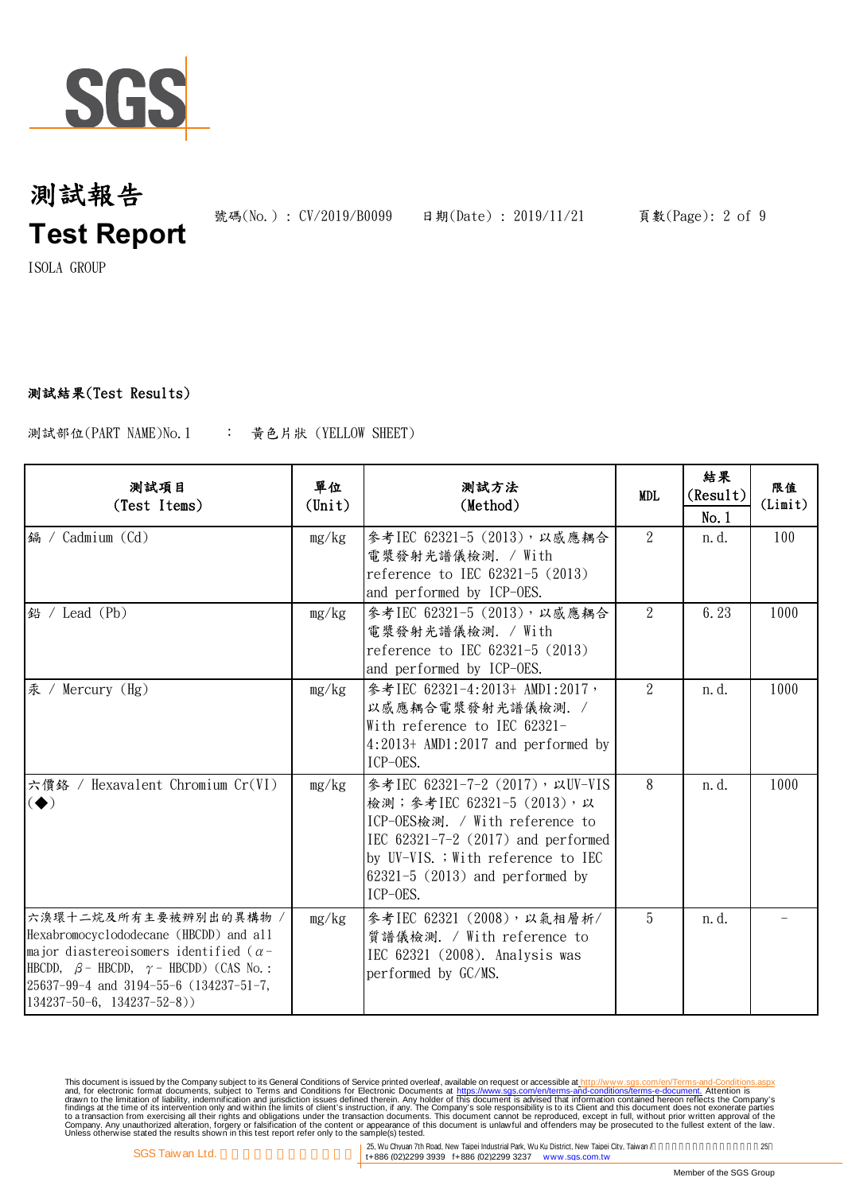# 測試報告
# Test Report

號碼(No.) : CV/2019/B0099 日期(Date) : 2019/11/21

ISOLA GROUP

## 測試結果(Test Results)

測試部位(PART NAME)No.1 : 黃色片狀 (YELLOW SHEET)

| 測試項目 (Test Items) | 單位 (Unit) | 測試方法 (Method) | MDL | 結果 (Result) No.1 | 限值 (Limit) |
|---|---|---|---|---|---|
| 鎘 / Cadmium (Cd) | mg/kg | 參考IEC 62321-5 (2013)，以感應耦合電漿發射光譜儀檢測. / With reference to IEC 62321-5 (2013) and performed by ICP-OES. | 2 | n.d. | 100 |
| 鉛 / Lead (Pb) | mg/kg | 參考IEC 62321-5 (2013)，以感應耦合電漿發射光譜儀檢測. / With reference to IEC 62321-5 (2013) and performed by ICP-OES. | 2 | 6.23 | 1000 |
| 汞 / Mercury (Hg) | mg/kg | 參考IEC 62321-4:2013+ AMD1:2017，以感應耦合電漿發射光譜儀檢測. / With reference to IEC 62321-4:2013+ AMD1:2017 and performed by ICP-OES. | 2 | n.d. | 1000 |
| 六價鉻 / Hexavalent Chromium Cr(VI) (◆) | mg/kg | 參考IEC 62321-7-2 (2017)，以UV-VIS檢測；參考IEC 62321-5 (2013)，以ICP-OES檢測. / With reference to IEC 62321-7-2 (2017) and performed by UV-VIS. ; With reference to IEC 62321-5 (2013) and performed by ICP-OES. | 8 | n.d. | 1000 |
| 六溴環十二烷及所有主要被辨別出的異構物 / Hexabromocyclododecane (HBCDD) and all major diastereoisomers identified (α- HBCDD, β- HBCDD, γ- HBCDD) (CAS No.: 25637-99-4 and 3194-55-6 (134237-51-7, 134237-50-6, 134237-52-8)) | mg/kg | 參考IEC 62321 (2008)，以氣相層析/質譜儀檢測. / With reference to IEC 62321 (2008). Analysis was performed by GC/MS. | 5 | n.d. | - |

This document is issued by the Company subject to its General Conditions of Service printed overleaf, available on request or accessible at http://www.sgs.com/en/Terms-and-Conditions.aspx and, for electronic format documents, subject to Terms and Conditions for Electronic Documents at https://www.sgs.com/en/terms-and-conditions/terms-e-document. Attention is drawn to the limitation of liability, indemnification and jurisdiction issues defined therein. Any holder of this document is advised that information contained hereon reflects the Company's findings at the time of its intervention only and within the limits of client's instruction, if any. The Company's sole responsibility is to its Client and this document does not exonerate parties to a transaction from exercising all their rights and obligations under the transaction documents. This document cannot be reproduced, except in full, without prior written approval of the Company. Any unauthorized alteration, forgery or falsification of the content or appearance of this document is unlawful and offenders may be prosecuted to the fullest extent of the law. Unless otherwise stated the results shown in this test report refer only to the sample(s) tested.

SGS Taiwan Ltd. | 25, Wu Chyuan 7th Road, New Taipei Industrial Park, Wu Ku District, New Taipei City, Taiwan | t+886 (02)2299 3939 f+886 (02)2299 3237 www.sgs.com.tw

Member of the SGS Group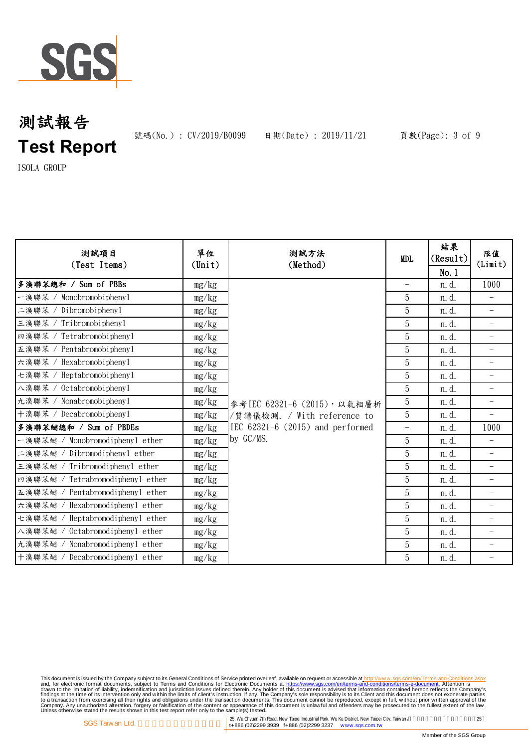# 測試報告
# Test Report

號碼(No.) : CV/2019/B0099　　日期(Date) : 2019/11/21

ISOLA GROUP

| 測試項目 (Test Items) | 單位 (Unit) | 測試方法 (Method) | MDL | 結果 (Result) No.1 | 限值 (Limit) |
|---|---|---|---|---|---|
| **多溴聯苯總和 / Sum of PBBs** | mg/kg | 參考IEC 62321-6 (2015)，以氣相層析/質譜儀檢測. / With reference to IEC 62321-6 (2015) and performed by GC/MS. | - | n.d. | 1000 |
| 一溴聯苯 / Monobromobiphenyl | mg/kg | | 5 | n.d. | - |
| 二溴聯苯 / Dibromobiphenyl | mg/kg | | 5 | n.d. | - |
| 三溴聯苯 / Tribromobiphenyl | mg/kg | | 5 | n.d. | - |
| 四溴聯苯 / Tetrabromobiphenyl | mg/kg | | 5 | n.d. | - |
| 五溴聯苯 / Pentabromobiphenyl | mg/kg | | 5 | n.d. | - |
| 六溴聯苯 / Hexabromobiphenyl | mg/kg | | 5 | n.d. | - |
| 七溴聯苯 / Heptabromobiphenyl | mg/kg | | 5 | n.d. | - |
| 八溴聯苯 / Octabromobiphenyl | mg/kg | | 5 | n.d. | - |
| 九溴聯苯 / Nonabromobiphenyl | mg/kg | | 5 | n.d. | - |
| 十溴聯苯 / Decabromobiphenyl | mg/kg | | 5 | n.d. | - |
| **多溴聯苯醚總和 / Sum of PBDEs** | mg/kg | | - | n.d. | 1000 |
| 一溴聯苯醚 / Monobromodiphenyl ether | mg/kg | | 5 | n.d. | - |
| 二溴聯苯醚 / Dibromodiphenyl ether | mg/kg | | 5 | n.d. | - |
| 三溴聯苯醚 / Tribromodiphenyl ether | mg/kg | | 5 | n.d. | - |
| 四溴聯苯醚 / Tetrabromodiphenyl ether | mg/kg | | 5 | n.d. | - |
| 五溴聯苯醚 / Pentabromodiphenyl ether | mg/kg | | 5 | n.d. | - |
| 六溴聯苯醚 / Hexabromodiphenyl ether | mg/kg | | 5 | n.d. | - |
| 七溴聯苯醚 / Heptabromodiphenyl ether | mg/kg | | 5 | n.d. | - |
| 八溴聯苯醚 / Octabromodiphenyl ether | mg/kg | | 5 | n.d. | - |
| 九溴聯苯醚 / Nonabromodiphenyl ether | mg/kg | | 5 | n.d. | - |
| 十溴聯苯醚 / Decabromodiphenyl ether | mg/kg | | 5 | n.d. | - |

This document is issued by the Company subject to its General Conditions of Service printed overleaf, available on request or accessible at http://www.sgs.com/en/Terms-and-Conditions.aspx and, for electronic format documents, subject to Terms and Conditions for Electronic Documents at https://www.sgs.com/en/terms-and-conditions/terms-e-document. Attention is drawn to the limitation of liability, indemnification and jurisdiction issues defined therein. Any holder of this document is advised that information contained hereon reflects the Company's findings at the time of its intervention only and within the limits of client's instruction, if any. The Company's sole responsibility is to its Client and this document does not exonerate parties to a transaction from exercising all their rights and obligations under the transaction documents. This document cannot be reproduced, except in full, without prior written approval of the Company. Any unauthorized alteration, forgery or falsification of the content or appearance of this document is unlawful and offenders may be prosecuted to the fullest extent of the law. Unless otherwise stated the results shown in this test report refer only to the sample(s) tested.

SGS Taiwan Ltd. | 25, Wu Chyuan 7th Road, New Taipei Industrial Park, Wu Ku District, New Taipei City, Taiwan t+886 (02)2299 3939 f+886 (02)2299 3237 www.sgs.com.tw

Member of the SGS Group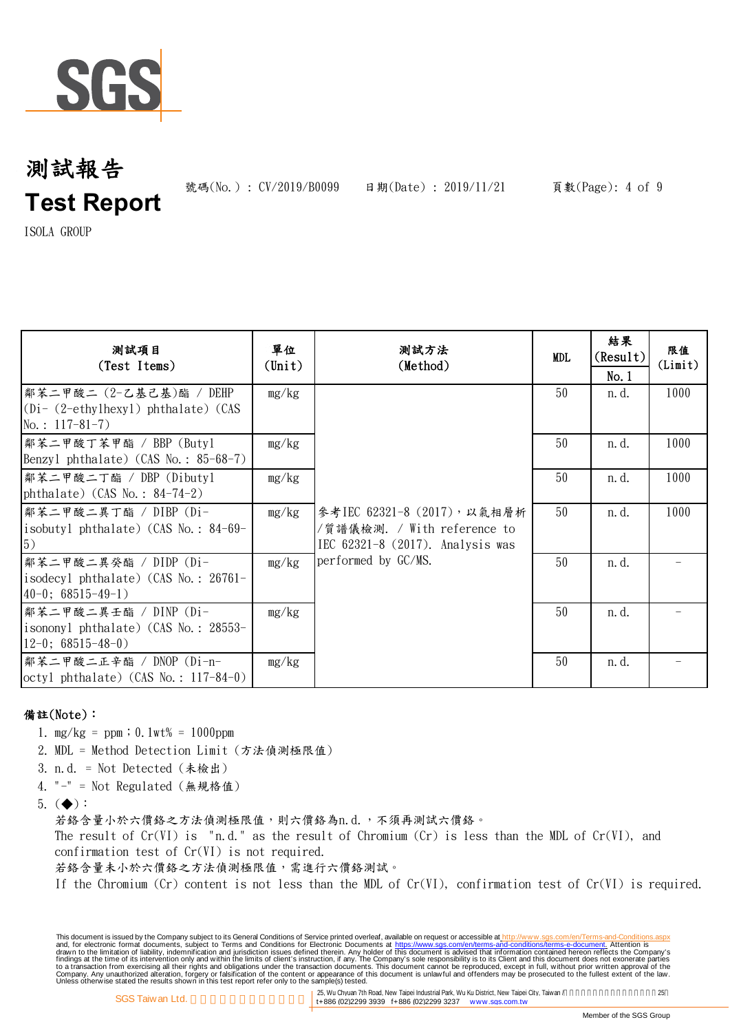# 測試報告

# Test Report

號碼(No.) : CV/2019/B0099　　日期(Date) : 2019/11/21

ISOLA GROUP

| 測試項目 (Test Items) | 單位 (Unit) | 測試方法 (Method) | MDL | 結果 (Result) No.1 | 限值 (Limit) |
|---|---|---|---|---|---|
| 鄰苯二甲酸二 (2-乙基己基)酯 / DEHP (Di- (2-ethylhexyl) phthalate) (CAS No.: 117-81-7) | mg/kg | 參考IEC 62321-8 (2017)，以氣相層析/質譜儀檢測. / With reference to IEC 62321-8 (2017). Analysis was performed by GC/MS. | 50 | n.d. | 1000 |
| 鄰苯二甲酸丁苯甲酯 / BBP (Butyl Benzyl phthalate) (CAS No.: 85-68-7) | mg/kg | | 50 | n.d. | 1000 |
| 鄰苯二甲酸二丁酯 / DBP (Dibutyl phthalate) (CAS No.: 84-74-2) | mg/kg | | 50 | n.d. | 1000 |
| 鄰苯二甲酸二異丁酯 / DIBP (Di-isobutyl phthalate) (CAS No.: 84-69-5) | mg/kg | | 50 | n.d. | 1000 |
| 鄰苯二甲酸二異癸酯 / DIDP (Di-isodecyl phthalate) (CAS No.: 26761-40-0; 68515-49-1) | mg/kg | | 50 | n.d. | - |
| 鄰苯二甲酸二異壬酯 / DINP (Di-isononyl phthalate) (CAS No.: 28553-12-0; 68515-48-0) | mg/kg | | 50 | n.d. | - |
| 鄰苯二甲酸二正辛酯 / DNOP (Di-n-octyl phthalate) (CAS No.: 117-84-0) | mg/kg | | 50 | n.d. | - |

**備註(Note)：**

1. mg/kg = ppm；0.1wt% = 1000ppm
2. MDL = Method Detection Limit (方法偵測極限值)
3. n.d. = Not Detected (未檢出)
4. "-" = Not Regulated (無規格值)
5. (◆)：
   若鉻含量小於六價鉻之方法偵測極限值，則六價鉻為n.d.，不須再測試六價鉻。
   The result of Cr(VI) is "n.d." as the result of Chromium (Cr) is less than the MDL of Cr(VI), and confirmation test of Cr(VI) is not required.
   若鉻含量未小於六價鉻之方法偵測極限值，需進行六價鉻測試。
   If the Chromium (Cr) content is not less than the MDL of Cr(VI), confirmation test of Cr(VI) is required.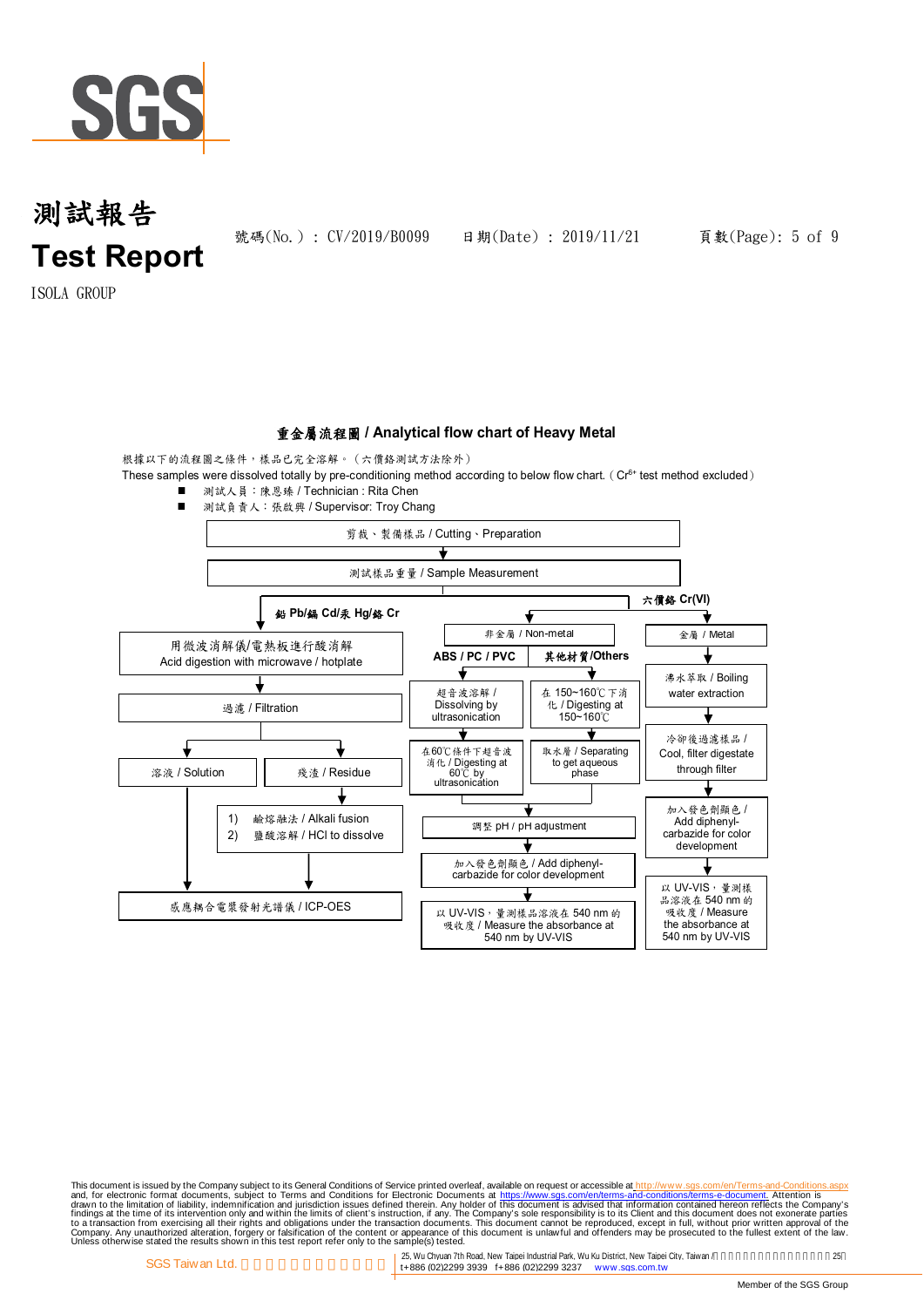# 測試報告
# Test Report

號碼(No.)：CV/2019/B0099　　日期(Date)：2019/11/21

ISOLA GROUP

## 重金屬流程圖 / Analytical flow chart of Heavy Metal

根據以下的流程圖之條件，樣品已完全溶解。（六價鉻測試方法除外）

These samples were dissolved totally by pre-conditioning method according to below flow chart. ( $Cr^{6+}$ test method excluded )

- 測試人員：陳恩臻 / Technician : Rita Chen
- 測試負責人：張啟興 / Supervisor: Troy Chang

剪裁、製備樣品 / Cutting、Preparation
→ 測試樣品重量 / Sample Measurement

**鉛 Pb/鎘 Cd/汞 Hg/鉻 Cr**
1. 用微波消解儀/電熱板進行酸消解 / Acid digestion with microwave / hotplate
2. 過濾 / Filtration
3. 溶液 / Solution → 感應耦合電漿發射光譜儀 / ICP-OES
4. 殘渣 / Residue → 1) 鹼熔融法 / Alkali fusion　2) 鹽酸溶解 / HCl to dissolve → 感應耦合電漿發射光譜儀 / ICP-OES

**六價鉻 Cr(VI)**

非金屬 / Non-metal
- ABS / PC / PVC: 超音波溶解 / Dissolving by ultrasonication → 在60℃條件下超音波消化 / Digesting at 60℃ by ultrasonication
- 其他材質/Others: 在 150~160℃ 下消化 / Digesting at 150~160℃ → 取水層 / Separating to get aqueous phase
- → 調整 pH / pH adjustment → 加入發色劑顯色 / Add diphenyl-carbazide for color development → 以 UV-VIS，量測樣品溶液在 540 nm 的吸收度 / Measure the absorbance at 540 nm by UV-VIS

金屬 / Metal
1. 沸水萃取 / Boiling water extraction
2. 冷卻後過濾樣品 / Cool, filter digestate through filter
3. 加入發色劑顯色 / Add diphenyl-carbazide for color development
4. 以 UV-VIS，量測樣品溶液在 540 nm 的吸收度 / Measure the absorbance at 540 nm by UV-VIS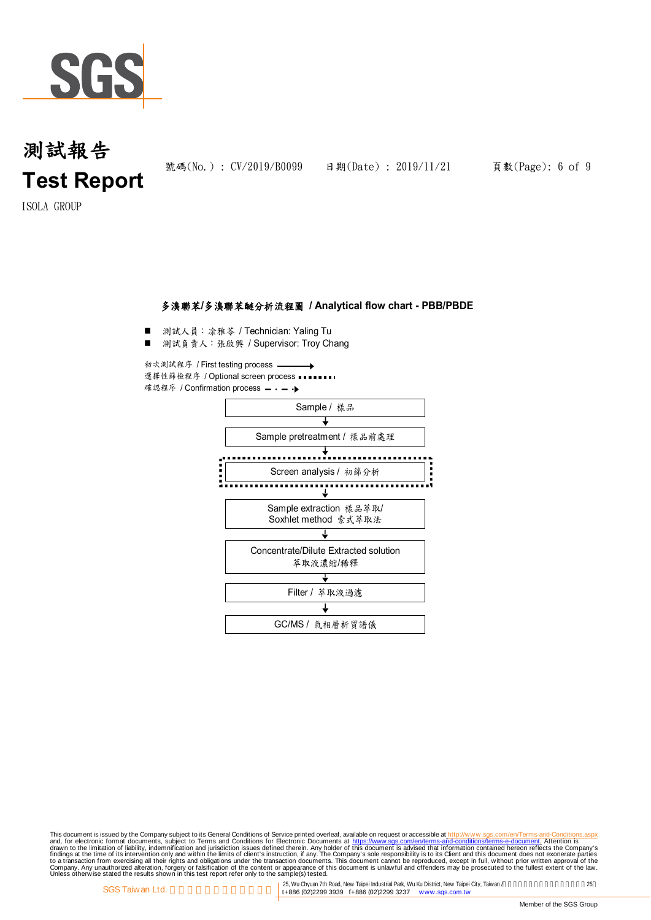ISOLA GROUP

## 多溴聯苯/多溴聯苯醚分析流程圖 / Analytical flow chart - PBB/PBDE

- 測試人員：涂雅苓 / Technician: Yaling Tu
- 測試負責人：張啟興 / Supervisor: Troy Chang

初次測試程序 / First testing process ——→
選擇性篩檢程序 / Optional screen process ▪▪▪▪▪▪▪
確認程序 / Confirmation process — · — ·▸

Sample / 樣品
↓
Sample pretreatment / 樣品前處理
↓
Screen analysis / 初篩分析 (optional)
↓
Sample extraction 樣品萃取/ Soxhlet method 索式萃取法
↓
Concentrate/Dilute Extracted solution 萃取液濃縮/稀釋
↓
Filter / 萃取液過濾
↓
GC/MS / 氣相層析質譜儀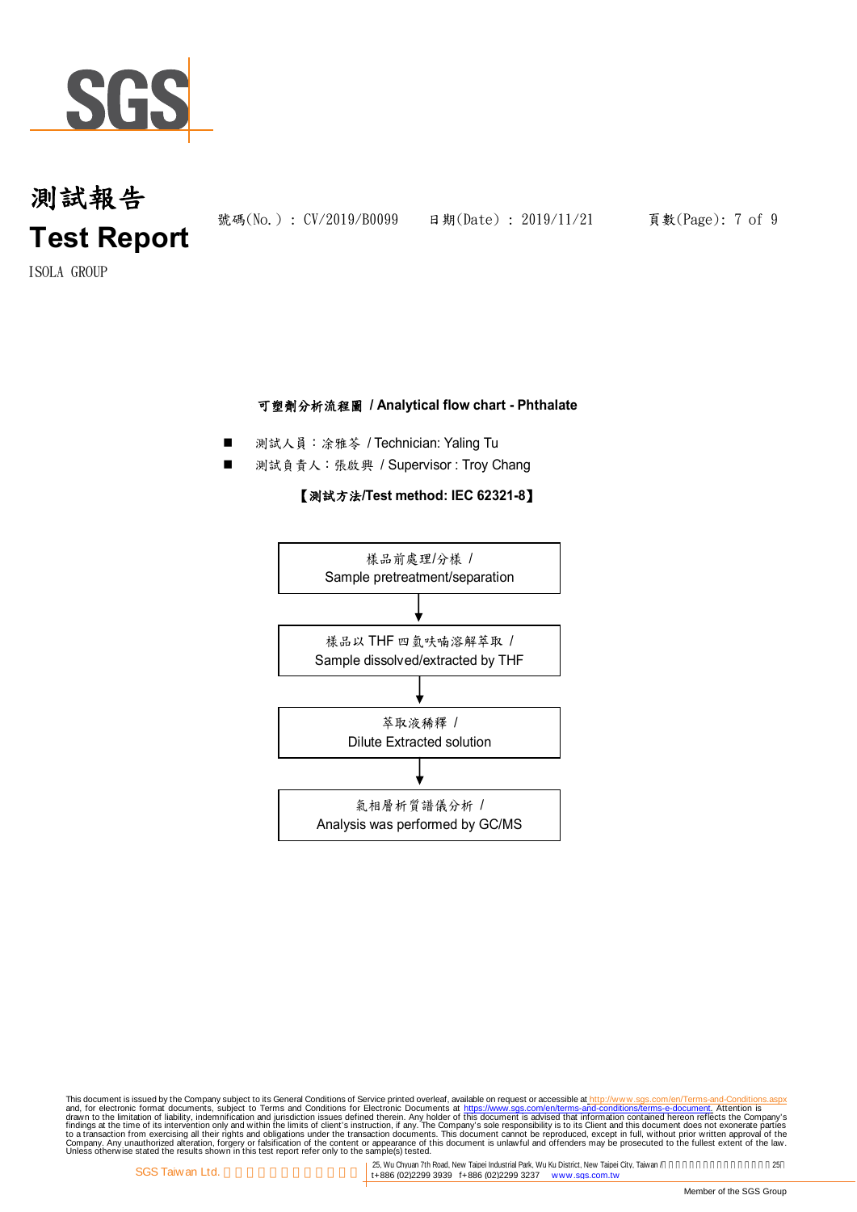# 測試報告
# Test Report

號碼(No.) : CV/2019/B0099　　日期(Date) : 2019/11/21

ISOLA GROUP

## 可塑劑分析流程圖 / Analytical flow chart - Phthalate

- 測試人員：凃雅苓 / Technician: Yaling Tu
- 測試負責人：張啟興 / Supervisor : Troy Chang

**【測試方法/Test method: IEC 62321-8】**

樣品前處理/分樣 /
Sample pretreatment/separation

↓

樣品以 THF 四氫呋喃溶解萃取 /
Sample dissolved/extracted by THF

↓

萃取液稀釋 /
Dilute Extracted solution

↓

氣相層析質譜儀分析 /
Analysis was performed by GC/MS

This document is issued by the Company subject to its General Conditions of Service printed overleaf, available on request or accessible at http://www.sgs.com/en/Terms-and-Conditions.aspx and, for electronic format documents, subject to Terms and Conditions for Electronic Documents at https://www.sgs.com/en/terms-and-conditions/terms-e-document. Attention is drawn to the limitation of liability, indemnification and jurisdiction issues defined therein. Any holder of this document is advised that information contained hereon reflects the Company's findings at the time of its intervention only and within the limits of client's instruction, if any. The Company's sole responsibility is to its Client and this document does not exonerate parties to a transaction from exercising all their rights and obligations under the transaction documents. This document cannot be reproduced, except in full, without prior written approval of the Company. Any unauthorized alteration, forgery or falsification of the content or appearance of this document is unlawful and offenders may be prosecuted to the fullest extent of the law. Unless otherwise stated the results shown in this test report refer only to the sample(s) tested.

SGS Taiwan Ltd. | 25, Wu Chyuan 7th Road, New Taipei Industrial Park, Wu Ku District, New Taipei City, Taiwan / t+886 (02)2299 3939 f+886 (02)2299 3237 www.sgs.com.tw

Member of the SGS Group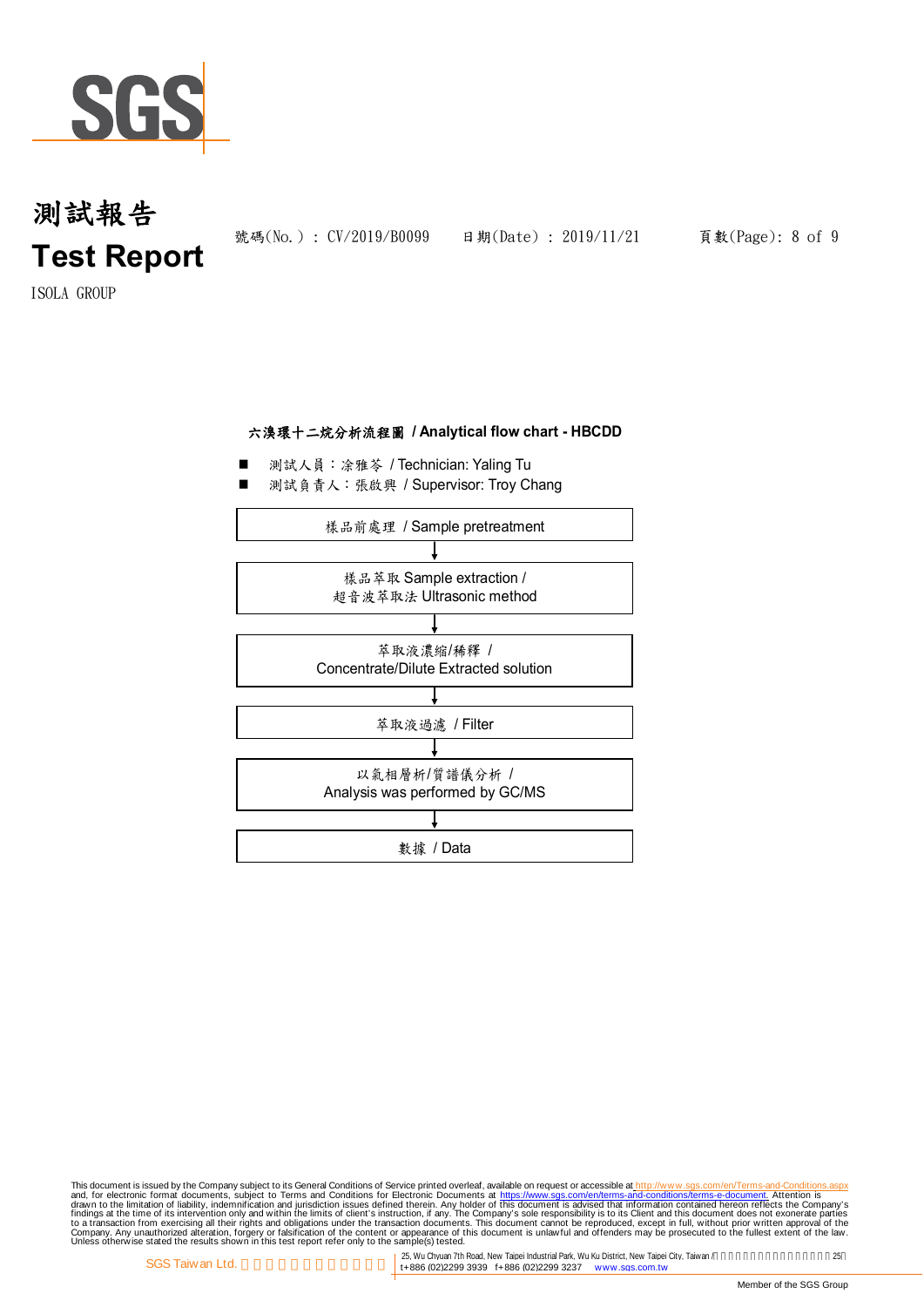# 測試報告
# Test Report

號碼(No.) : CV/2019/B0099　　日期(Date) : 2019/11/21

ISOLA GROUP

## 六溴環十二烷分析流程圖 / Analytical flow chart - HBCDD

- 測試人員：涂雅苓 / Technician: Yaling Tu
- 測試負責人：張啟興 / Supervisor: Troy Chang

樣品前處理 / Sample pretreatment

↓

樣品萃取 Sample extraction /
超音波萃取法 Ultrasonic method

↓

萃取液濃縮/稀釋 /
Concentrate/Dilute Extracted solution

↓

萃取液過濾 / Filter

↓

以氣相層析/質譜儀分析 /
Analysis was performed by GC/MS

↓

數據 / Data

This document is issued by the Company subject to its General Conditions of Service printed overleaf, available on request or accessible at http://www.sgs.com/en/Terms-and-Conditions.aspx and, for electronic format documents, subject to Terms and Conditions for Electronic Documents at https://www.sgs.com/en/terms-and-conditions/terms-e-document. Attention is drawn to the limitation of liability, indemnification and jurisdiction issues defined therein. Any holder of this document is advised that information contained hereon reflects the Company's findings at the time of its intervention only and within the limits of client's instruction, if any. The Company's sole responsibility is to its Client and this document does not exonerate parties to a transaction from exercising all their rights and obligations under the transaction documents. This document cannot be reproduced, except in full, without prior written approval of the Company. Any unauthorized alteration, forgery or falsification of the content or appearance of this document is unlawful and offenders may be prosecuted to the fullest extent of the law. Unless otherwise stated the results shown in this test report refer only to the sample(s) tested.

SGS Taiwan Ltd. | 25, Wu Chyuan 7th Road, New Taipei Industrial Park, Wu Ku District, New Taipei City, Taiwan | t+886 (02)2299 3939 f+886 (02)2299 3237 www.sgs.com.tw

Member of the SGS Group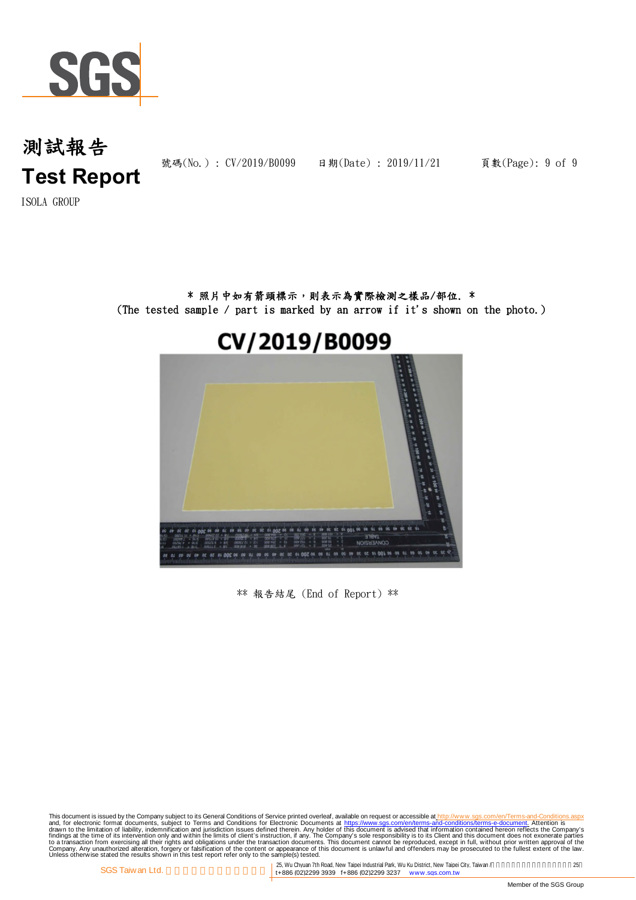# 測試報告
# Test Report

號碼(No.) : CV/2019/B0099　日期(Date) : 2019/11/21

ISOLA GROUP

\* 照片中如有箭頭標示，則表示為實際檢測之樣品/部位. \*
(The tested sample / part is marked by an arrow if it's shown on the photo.)

CV/2019/B0099

** 報告結尾 (End of Report) **

This document is issued by the Company subject to its General Conditions of Service printed overleaf, available on request or accessible at http://www.sgs.com/en/Terms-and-Conditions.aspx and, for electronic format documents, subject to Terms and Conditions for Electronic Documents at https://www.sgs.com/en/terms-and-conditions/terms-e-document. Attention is drawn to the limitation of liability, indemnification and jurisdiction issues defined therein. Any holder of this document is advised that information contained hereon reflects the Company's findings at the time of its intervention only and within the limits of client's instruction, if any. The Company's sole responsibility is to its Client and this document does not exonerate parties to a transaction from exercising all their rights and obligations under the transaction documents. This document cannot be reproduced, except in full, without prior written approval of the Company. Any unauthorized alteration, forgery or falsification of the content or appearance of this document is unlawful and offenders may be prosecuted to the fullest extent of the law. Unless otherwise stated the results shown in this test report refer only to the sample(s) tested.

SGS Taiwan Ltd. | 25, Wu Chyuan 7th Road, New Taipei Industrial Park, Wu Ku District, New Taipei City, Taiwan / 25
t+886 (02)2299 3939 f+886 (02)2299 3237 www.sgs.com.tw

Member of the SGS Group